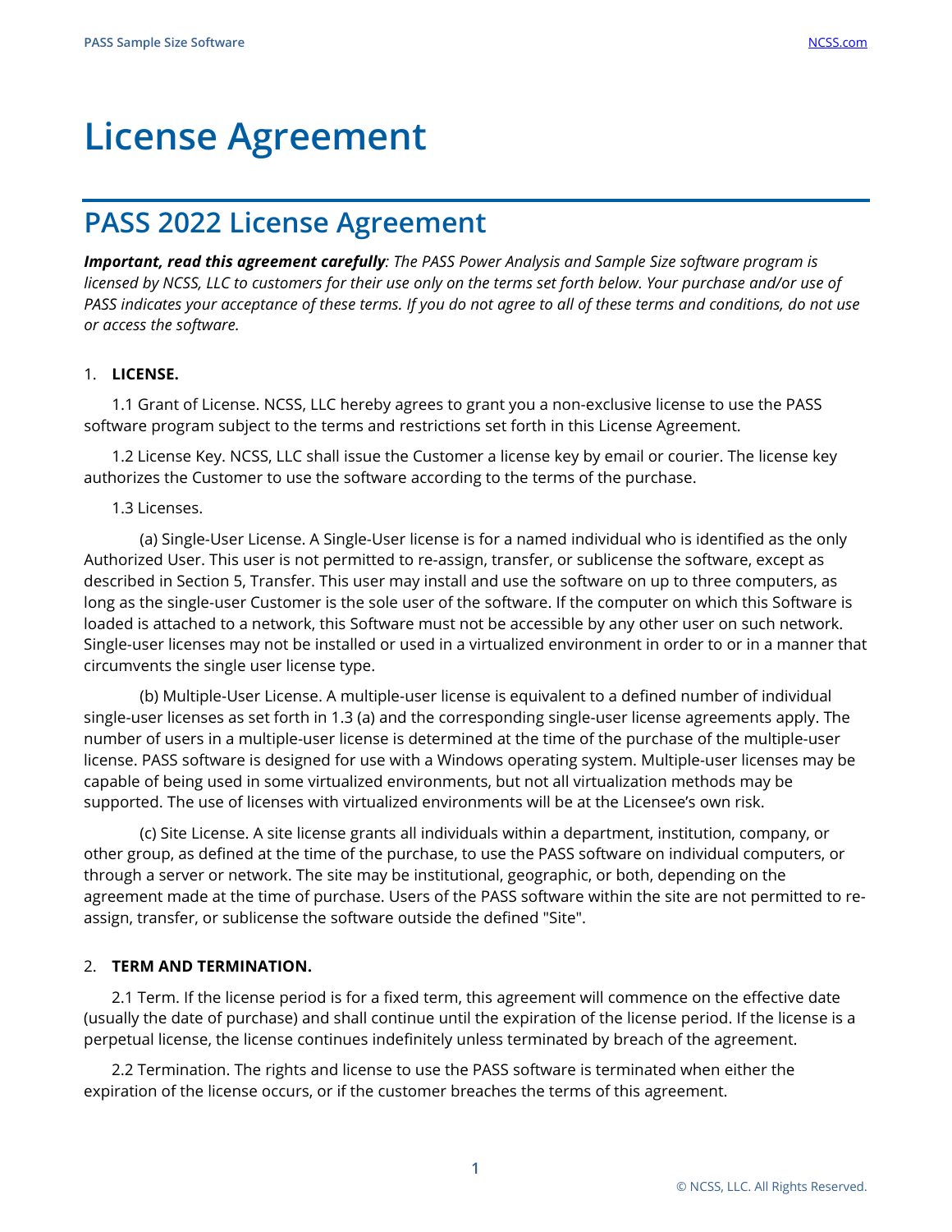# License Agreement

## PASS 2022 License Agreement

***Important, read this agreement carefully**: The PASS Power Analysis and Sample Size software program is licensed by NCSS, LLC to customers for their use only on the terms set forth below. Your purchase and/or use of PASS indicates your acceptance of these terms. If you do not agree to all of these terms and conditions, do not use or access the software.*

1. **LICENSE.**

1.1 Grant of License. NCSS, LLC hereby agrees to grant you a non-exclusive license to use the PASS software program subject to the terms and restrictions set forth in this License Agreement.

1.2 License Key. NCSS, LLC shall issue the Customer a license key by email or courier. The license key authorizes the Customer to use the software according to the terms of the purchase.

1.3 Licenses.

(a) Single-User License. A Single-User license is for a named individual who is identified as the only Authorized User. This user is not permitted to re-assign, transfer, or sublicense the software, except as described in Section 5, Transfer. This user may install and use the software on up to three computers, as long as the single-user Customer is the sole user of the software. If the computer on which this Software is loaded is attached to a network, this Software must not be accessible by any other user on such network. Single-user licenses may not be installed or used in a virtualized environment in order to or in a manner that circumvents the single user license type.

(b) Multiple-User License. A multiple-user license is equivalent to a defined number of individual single-user licenses as set forth in 1.3 (a) and the corresponding single-user license agreements apply. The number of users in a multiple-user license is determined at the time of the purchase of the multiple-user license. PASS software is designed for use with a Windows operating system. Multiple-user licenses may be capable of being used in some virtualized environments, but not all virtualization methods may be supported. The use of licenses with virtualized environments will be at the Licensee's own risk.

(c) Site License. A site license grants all individuals within a department, institution, company, or other group, as defined at the time of the purchase, to use the PASS software on individual computers, or through a server or network. The site may be institutional, geographic, or both, depending on the agreement made at the time of purchase. Users of the PASS software within the site are not permitted to re-assign, transfer, or sublicense the software outside the defined "Site".

2. **TERM AND TERMINATION.**

2.1 Term. If the license period is for a fixed term, this agreement will commence on the effective date (usually the date of purchase) and shall continue until the expiration of the license period. If the license is a perpetual license, the license continues indefinitely unless terminated by breach of the agreement.

2.2 Termination. The rights and license to use the PASS software is terminated when either the expiration of the license occurs, or if the customer breaches the terms of this agreement.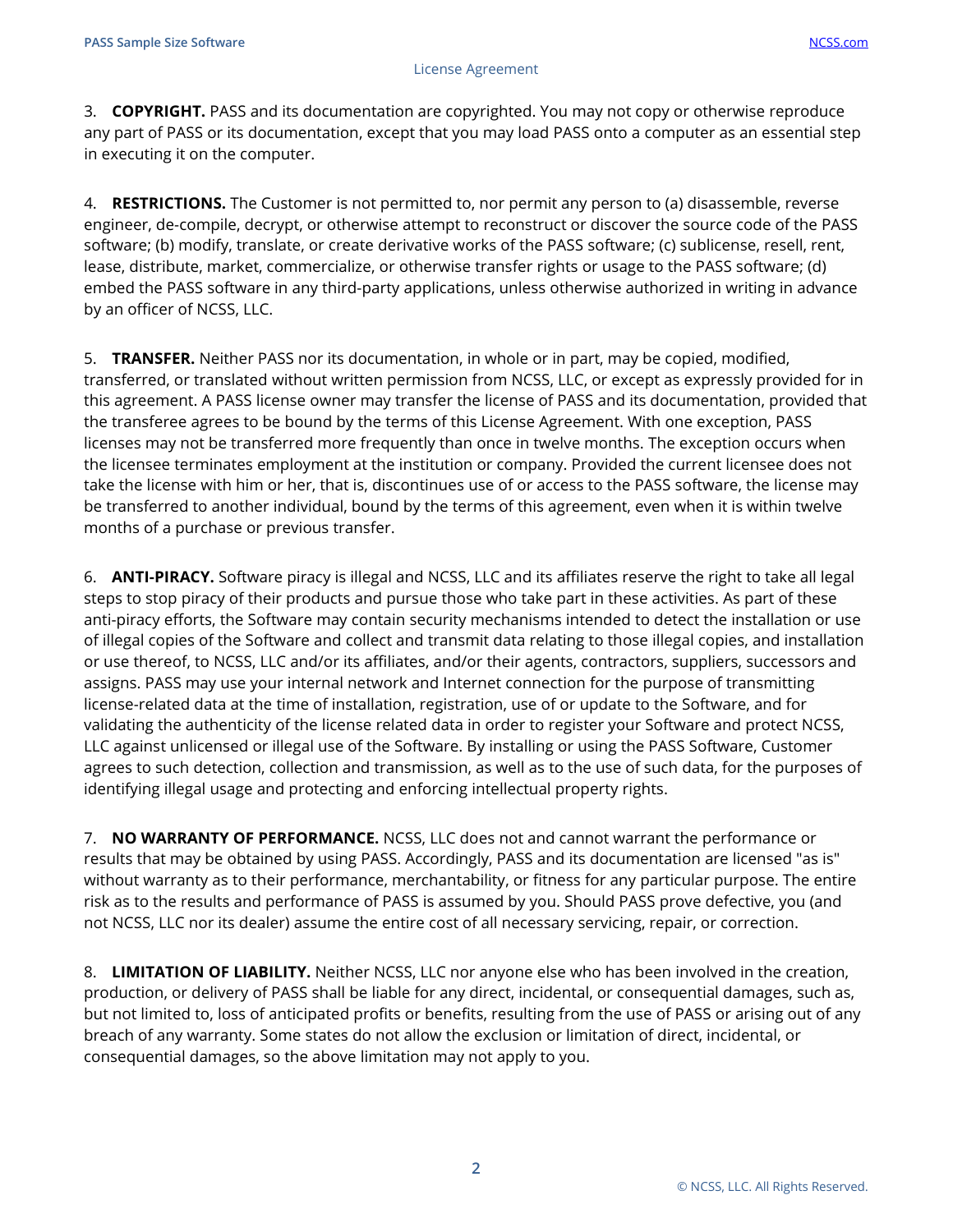3. **COPYRIGHT.** PASS and its documentation are copyrighted. You may not copy or otherwise reproduce any part of PASS or its documentation, except that you may load PASS onto a computer as an essential step in executing it on the computer.

4. **RESTRICTIONS.** The Customer is not permitted to, nor permit any person to (a) disassemble, reverse engineer, de-compile, decrypt, or otherwise attempt to reconstruct or discover the source code of the PASS software; (b) modify, translate, or create derivative works of the PASS software; (c) sublicense, resell, rent, lease, distribute, market, commercialize, or otherwise transfer rights or usage to the PASS software; (d) embed the PASS software in any third-party applications, unless otherwise authorized in writing in advance by an officer of NCSS, LLC.

5. **TRANSFER.** Neither PASS nor its documentation, in whole or in part, may be copied, modified, transferred, or translated without written permission from NCSS, LLC, or except as expressly provided for in this agreement. A PASS license owner may transfer the license of PASS and its documentation, provided that the transferee agrees to be bound by the terms of this License Agreement. With one exception, PASS licenses may not be transferred more frequently than once in twelve months. The exception occurs when the licensee terminates employment at the institution or company. Provided the current licensee does not take the license with him or her, that is, discontinues use of or access to the PASS software, the license may be transferred to another individual, bound by the terms of this agreement, even when it is within twelve months of a purchase or previous transfer.

6. **ANTI-PIRACY.** Software piracy is illegal and NCSS, LLC and its affiliates reserve the right to take all legal steps to stop piracy of their products and pursue those who take part in these activities. As part of these anti-piracy efforts, the Software may contain security mechanisms intended to detect the installation or use of illegal copies of the Software and collect and transmit data relating to those illegal copies, and installation or use thereof, to NCSS, LLC and/or its affiliates, and/or their agents, contractors, suppliers, successors and assigns. PASS may use your internal network and Internet connection for the purpose of transmitting license-related data at the time of installation, registration, use of or update to the Software, and for validating the authenticity of the license related data in order to register your Software and protect NCSS, LLC against unlicensed or illegal use of the Software. By installing or using the PASS Software, Customer agrees to such detection, collection and transmission, as well as to the use of such data, for the purposes of identifying illegal usage and protecting and enforcing intellectual property rights.

7. **NO WARRANTY OF PERFORMANCE.** NCSS, LLC does not and cannot warrant the performance or results that may be obtained by using PASS. Accordingly, PASS and its documentation are licensed "as is" without warranty as to their performance, merchantability, or fitness for any particular purpose. The entire risk as to the results and performance of PASS is assumed by you. Should PASS prove defective, you (and not NCSS, LLC nor its dealer) assume the entire cost of all necessary servicing, repair, or correction.

8. **LIMITATION OF LIABILITY.** Neither NCSS, LLC nor anyone else who has been involved in the creation, production, or delivery of PASS shall be liable for any direct, incidental, or consequential damages, such as, but not limited to, loss of anticipated profits or benefits, resulting from the use of PASS or arising out of any breach of any warranty. Some states do not allow the exclusion or limitation of direct, incidental, or consequential damages, so the above limitation may not apply to you.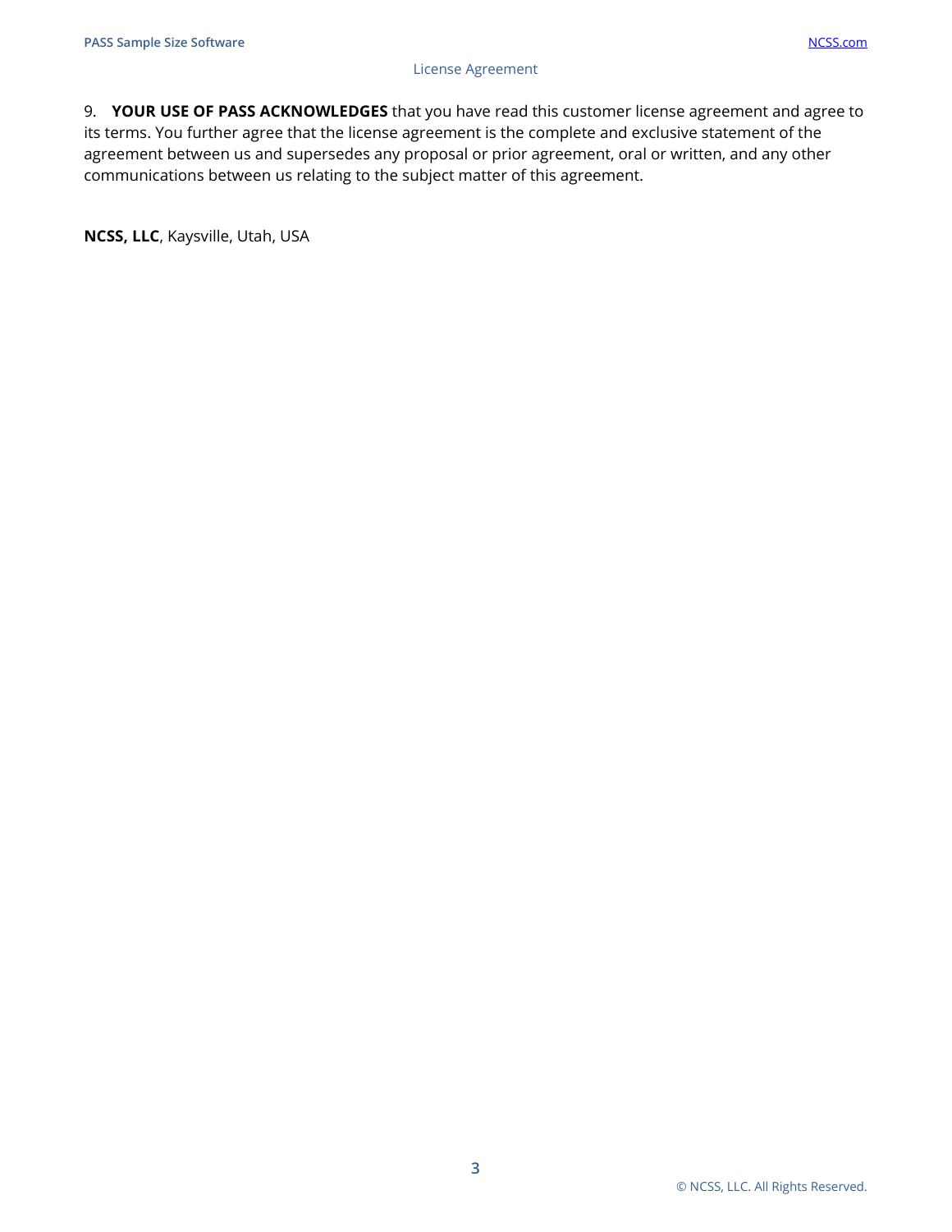9. **YOUR USE OF PASS ACKNOWLEDGES** that you have read this customer license agreement and agree to its terms. You further agree that the license agreement is the complete and exclusive statement of the agreement between us and supersedes any proposal or prior agreement, oral or written, and any other communications between us relating to the subject matter of this agreement.

**NCSS, LLC**, Kaysville, Utah, USA